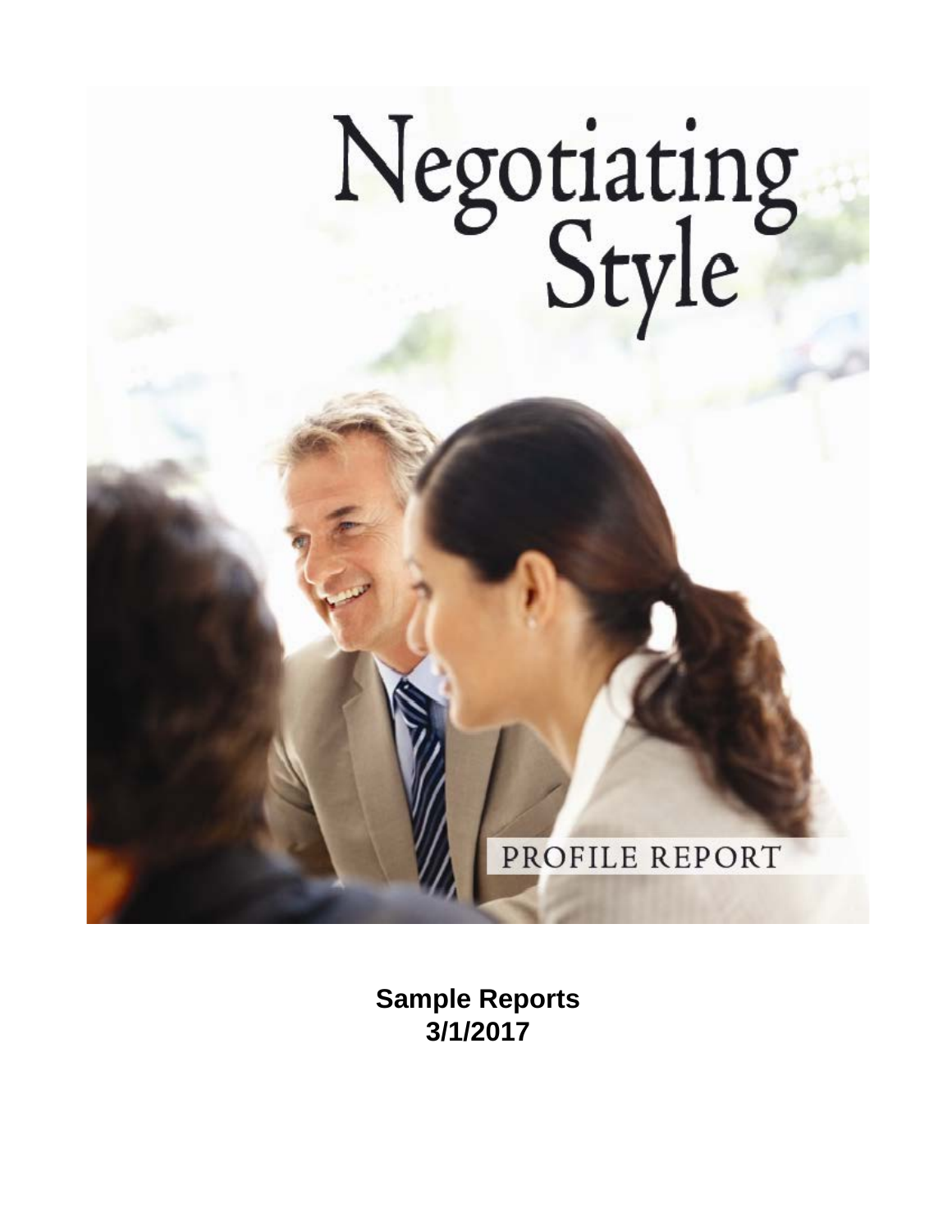# Negotiating Style

PROFILE REPORT

**Sample Reports**
**3/1/2017**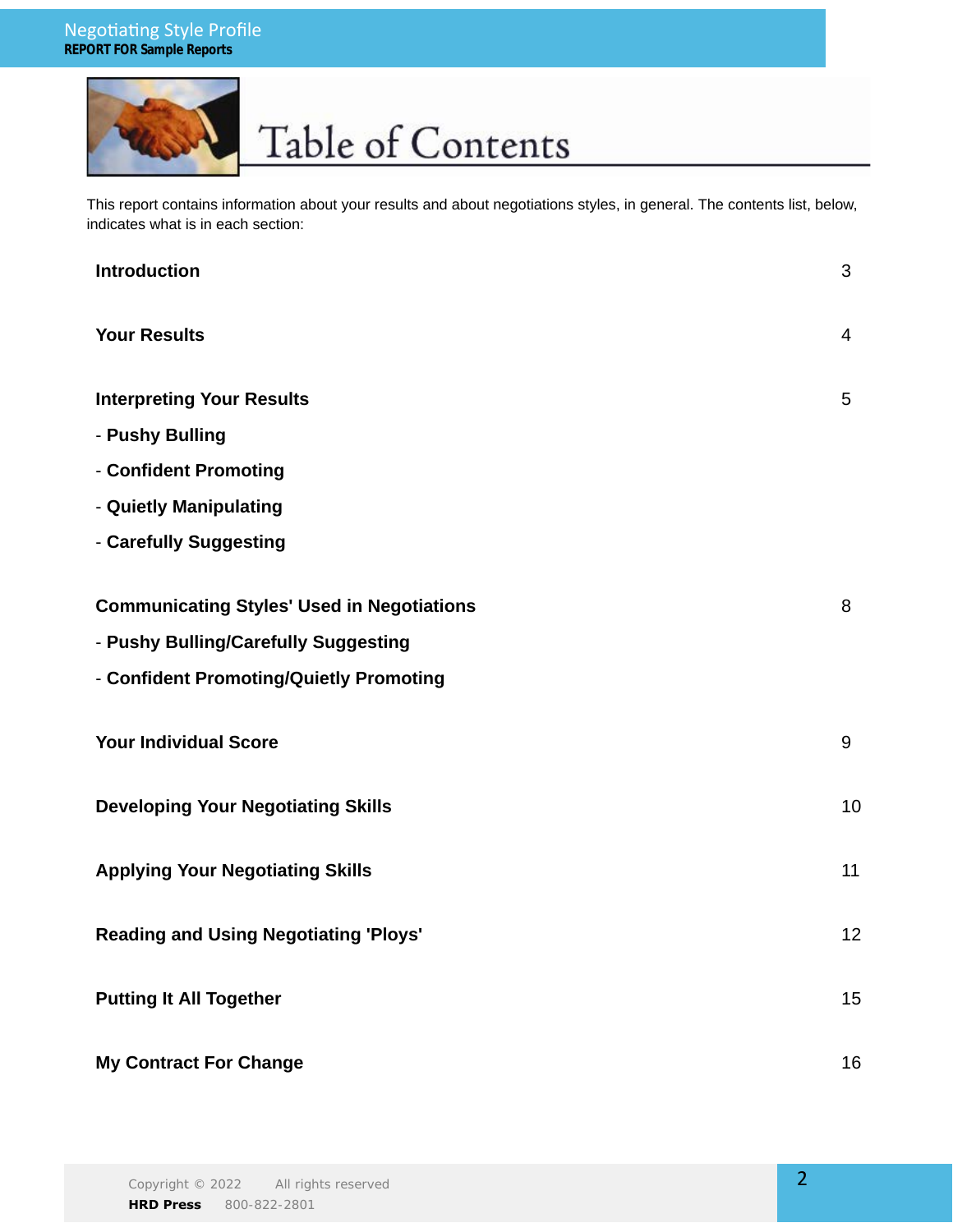# Table of Contents

This report contains information about your results and about negotiations styles, in general. The contents list, below, indicates what is in each section:

| | |
|---|---|
| **Introduction** | 3 |
| **Your Results** | 4 |
| **Interpreting Your Results** | 5 |
| - **Pushy Bulling** | |
| - **Confident Promoting** | |
| - **Quietly Manipulating** | |
| - **Carefully Suggesting** | |
| **Communicating Styles' Used in Negotiations** | 8 |
| - **Pushy Bulling/Carefully Suggesting** | |
| - **Confident Promoting/Quietly Promoting** | |
| **Your Individual Score** | 9 |
| **Developing Your Negotiating Skills** | 10 |
| **Applying Your Negotiating Skills** | 11 |
| **Reading and Using Negotiating 'Ploys'** | 12 |
| **Putting It All Together** | 15 |
| **My Contract For Change** | 16 |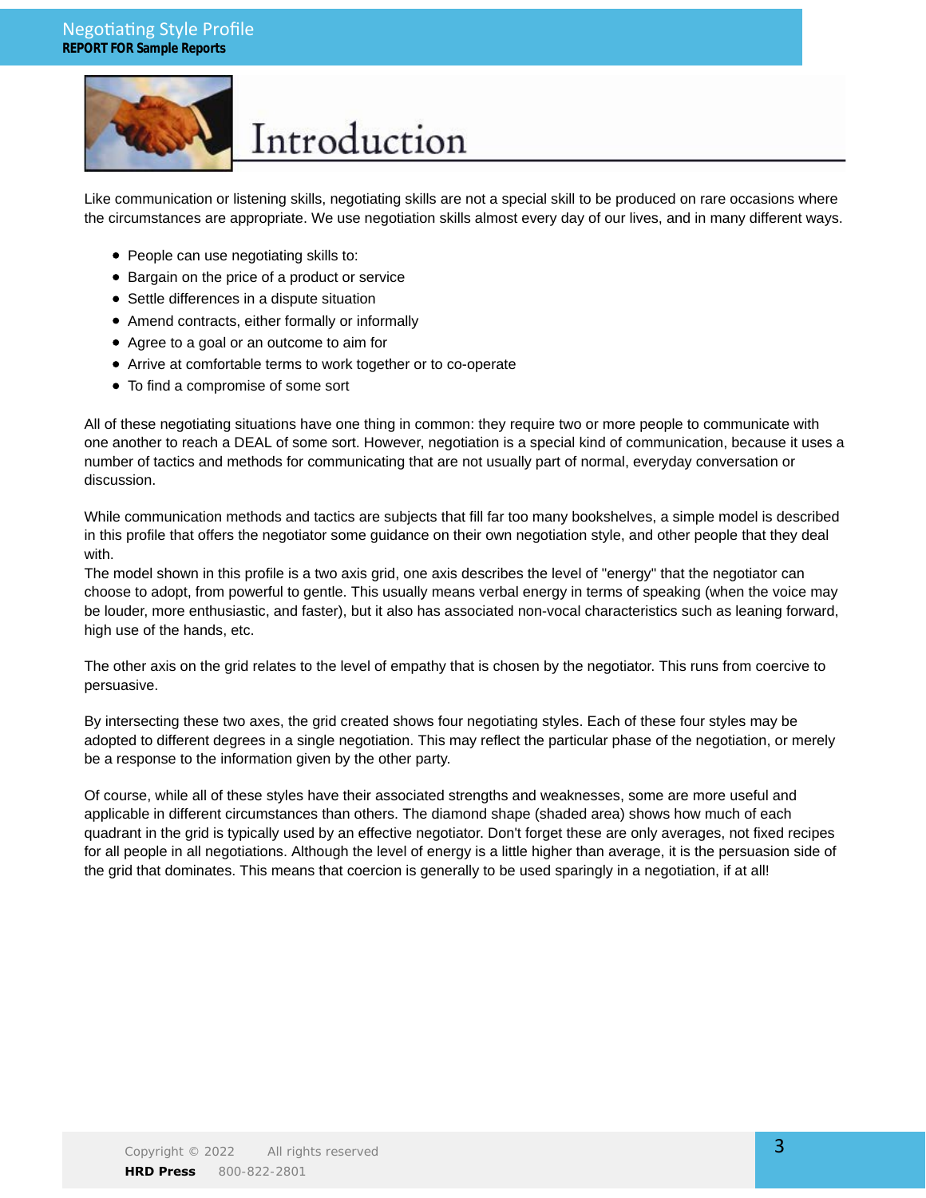# Introduction

Like communication or listening skills, negotiating skills are not a special skill to be produced on rare occasions where the circumstances are appropriate. We use negotiation skills almost every day of our lives, and in many different ways.

- People can use negotiating skills to:
- Bargain on the price of a product or service
- Settle differences in a dispute situation
- Amend contracts, either formally or informally
- Agree to a goal or an outcome to aim for
- Arrive at comfortable terms to work together or to co-operate
- To find a compromise of some sort

All of these negotiating situations have one thing in common: they require two or more people to communicate with one another to reach a DEAL of some sort. However, negotiation is a special kind of communication, because it uses a number of tactics and methods for communicating that are not usually part of normal, everyday conversation or discussion.

While communication methods and tactics are subjects that fill far too many bookshelves, a simple model is described in this profile that offers the negotiator some guidance on their own negotiation style, and other people that they deal with.
The model shown in this profile is a two axis grid, one axis describes the level of "energy" that the negotiator can choose to adopt, from powerful to gentle. This usually means verbal energy in terms of speaking (when the voice may be louder, more enthusiastic, and faster), but it also has associated non-vocal characteristics such as leaning forward, high use of the hands, etc.

The other axis on the grid relates to the level of empathy that is chosen by the negotiator. This runs from coercive to persuasive.

By intersecting these two axes, the grid created shows four negotiating styles. Each of these four styles may be adopted to different degrees in a single negotiation. This may reflect the particular phase of the negotiation, or merely be a response to the information given by the other party.

Of course, while all of these styles have their associated strengths and weaknesses, some are more useful and applicable in different circumstances than others. The diamond shape (shaded area) shows how much of each quadrant in the grid is typically used by an effective negotiator. Don't forget these are only averages, not fixed recipes for all people in all negotiations. Although the level of energy is a little higher than average, it is the persuasion side of the grid that dominates. This means that coercion is generally to be used sparingly in a negotiation, if at all!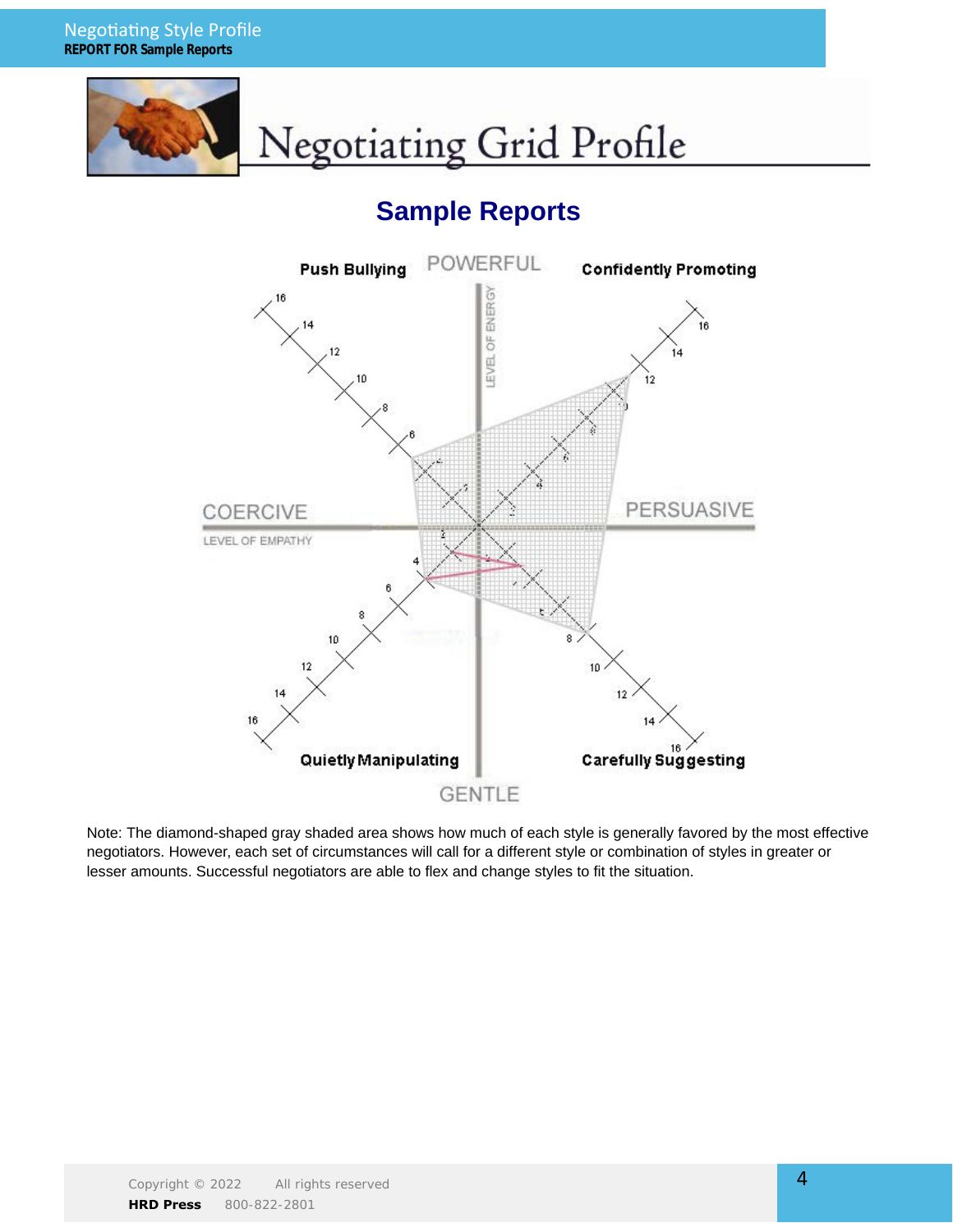# Negotiating Grid Profile

## Sample Reports

Push Bullying | POWERFUL | Confidently Promoting

COERCIVE | LEVEL OF EMPATHY | PERSUASIVE | LEVEL OF ENERGY

Quietly Manipulating | GENTLE | Carefully Suggesting

Note: The diamond-shaped gray shaded area shows how much of each style is generally favored by the most effective negotiators. However, each set of circumstances will call for a different style or combination of styles in greater or lesser amounts. Successful negotiators are able to flex and change styles to fit the situation.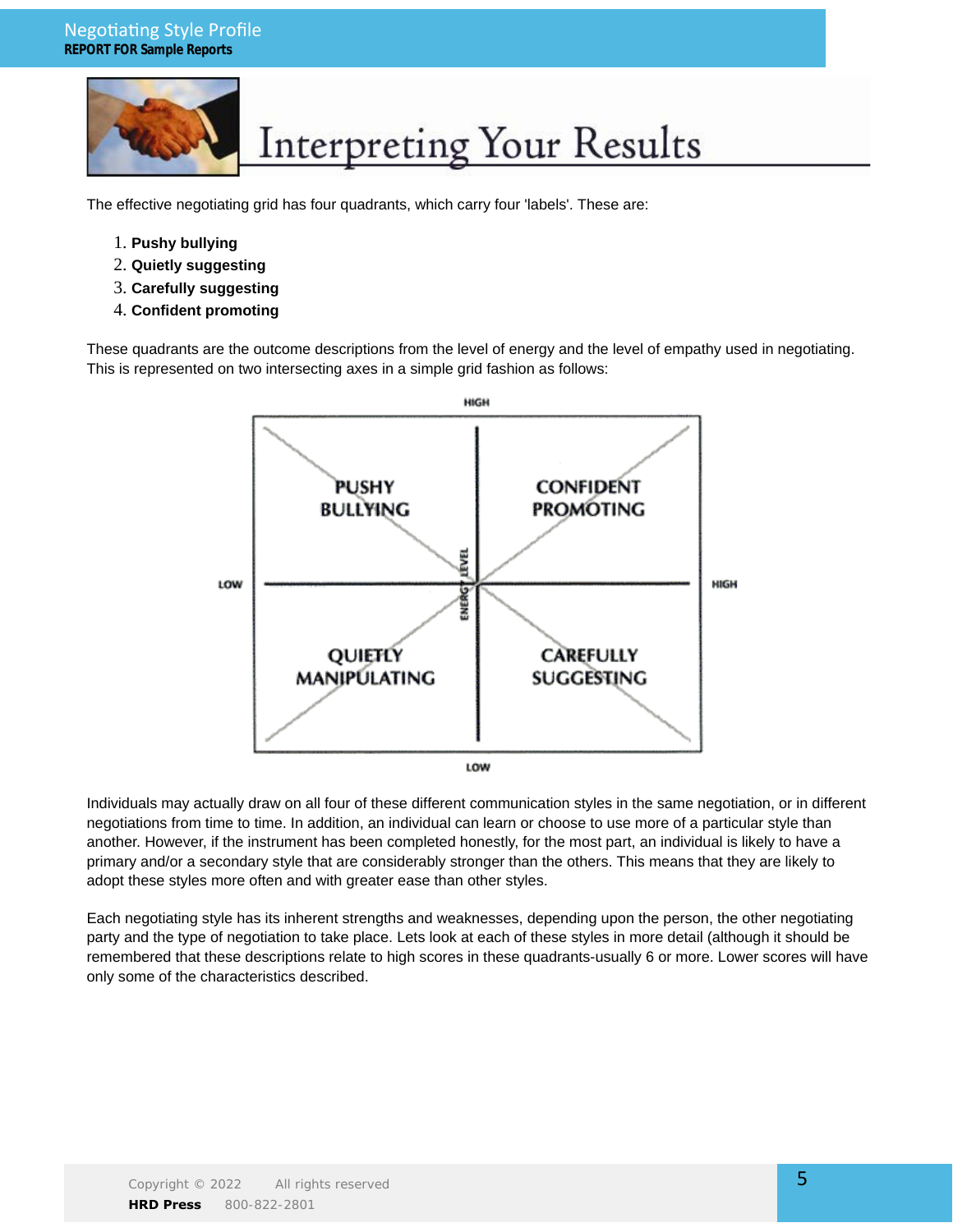# Interpreting Your Results

The effective negotiating grid has four quadrants, which carry four 'labels'. These are:

1. **Pushy bullying**
2. **Quietly suggesting**
3. **Carefully suggesting**
4. **Confident promoting**

These quadrants are the outcome descriptions from the level of energy and the level of empathy used in negotiating. This is represented on two intersecting axes in a simple grid fashion as follows:

| | LOW | HIGH |
|---|---|---|
| **HIGH (Energy Level)** | PUSHY BULLYING | CONFIDENT PROMOTING |
| **LOW (Energy Level)** | QUIETLY MANIPULATING | CAREFULLY SUGGESTING |

Individuals may actually draw on all four of these different communication styles in the same negotiation, or in different negotiations from time to time. In addition, an individual can learn or choose to use more of a particular style than another. However, if the instrument has been completed honestly, for the most part, an individual is likely to have a primary and/or a secondary style that are considerably stronger than the others. This means that they are likely to adopt these styles more often and with greater ease than other styles.

Each negotiating style has its inherent strengths and weaknesses, depending upon the person, the other negotiating party and the type of negotiation to take place. Lets look at each of these styles in more detail (although it should be remembered that these descriptions relate to high scores in these quadrants-usually 6 or more. Lower scores will have only some of the characteristics described.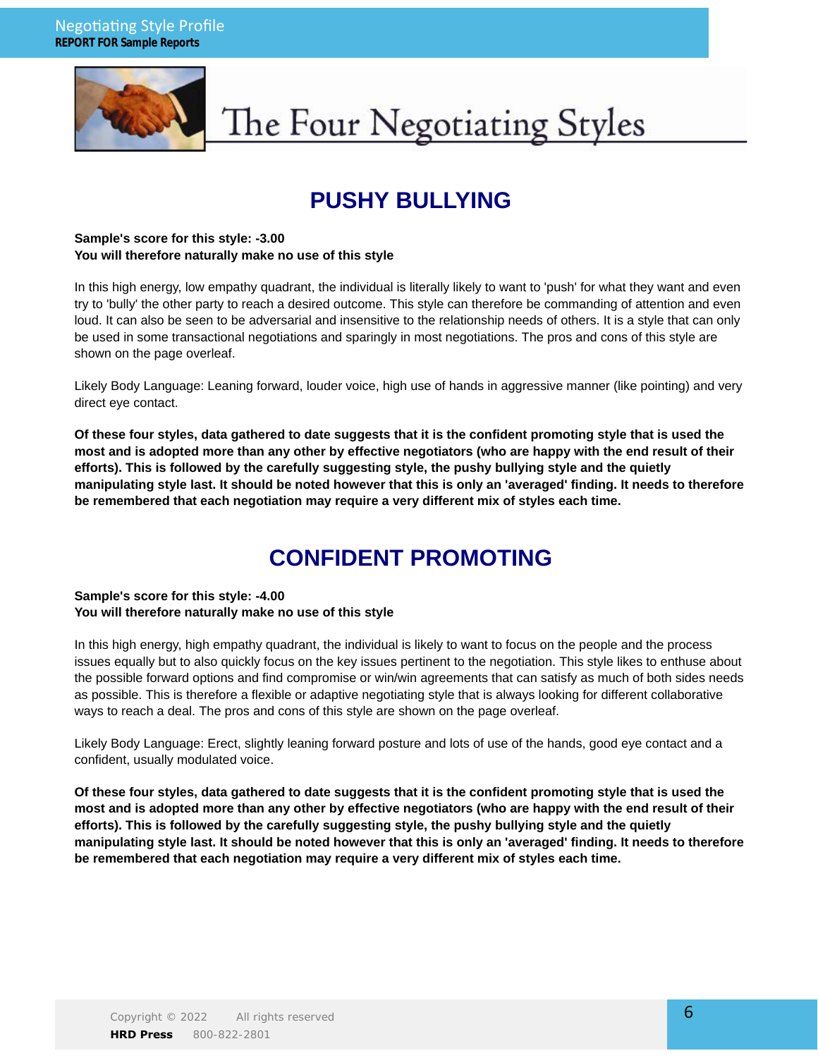# The Four Negotiating Styles

## PUSHY BULLYING

**Sample's score for this style: -3.00**
**You will therefore naturally make no use of this style**

In this high energy, low empathy quadrant, the individual is literally likely to want to 'push' for what they want and even try to 'bully' the other party to reach a desired outcome. This style can therefore be commanding of attention and even loud. It can also be seen to be adversarial and insensitive to the relationship needs of others. It is a style that can only be used in some transactional negotiations and sparingly in most negotiations. The pros and cons of this style are shown on the page overleaf.

Likely Body Language: Leaning forward, louder voice, high use of hands in aggressive manner (like pointing) and very direct eye contact.

**Of these four styles, data gathered to date suggests that it is the confident promoting style that is used the most and is adopted more than any other by effective negotiators (who are happy with the end result of their efforts). This is followed by the carefully suggesting style, the pushy bullying style and the quietly manipulating style last. It should be noted however that this is only an 'averaged' finding. It needs to therefore be remembered that each negotiation may require a very different mix of styles each time.**

## CONFIDENT PROMOTING

**Sample's score for this style: -4.00**
**You will therefore naturally make no use of this style**

In this high energy, high empathy quadrant, the individual is likely to want to focus on the people and the process issues equally but to also quickly focus on the key issues pertinent to the negotiation. This style likes to enthuse about the possible forward options and find compromise or win/win agreements that can satisfy as much of both sides needs as possible. This is therefore a flexible or adaptive negotiating style that is always looking for different collaborative ways to reach a deal. The pros and cons of this style are shown on the page overleaf.

Likely Body Language: Erect, slightly leaning forward posture and lots of use of the hands, good eye contact and a confident, usually modulated voice.

**Of these four styles, data gathered to date suggests that it is the confident promoting style that is used the most and is adopted more than any other by effective negotiators (who are happy with the end result of their efforts). This is followed by the carefully suggesting style, the pushy bullying style and the quietly manipulating style last. It should be noted however that this is only an 'averaged' finding. It needs to therefore be remembered that each negotiation may require a very different mix of styles each time.**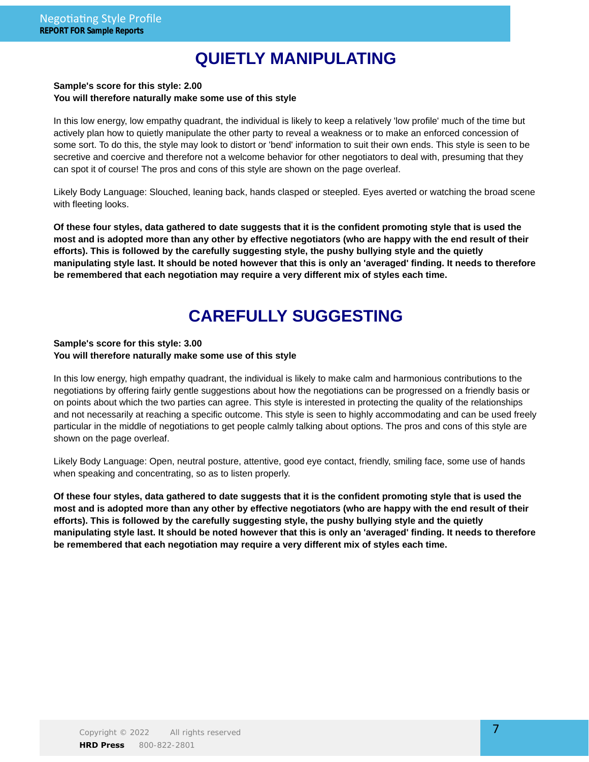# QUIETLY MANIPULATING

**Sample's score for this style: 2.00**
**You will therefore naturally make some use of this style**

In this low energy, low empathy quadrant, the individual is likely to keep a relatively 'low profile' much of the time but actively plan how to quietly manipulate the other party to reveal a weakness or to make an enforced concession of some sort. To do this, the style may look to distort or 'bend' information to suit their own ends. This style is seen to be secretive and coercive and therefore not a welcome behavior for other negotiators to deal with, presuming that they can spot it of course! The pros and cons of this style are shown on the page overleaf.

Likely Body Language: Slouched, leaning back, hands clasped or steepled. Eyes averted or watching the broad scene with fleeting looks.

**Of these four styles, data gathered to date suggests that it is the confident promoting style that is used the most and is adopted more than any other by effective negotiators (who are happy with the end result of their efforts). This is followed by the carefully suggesting style, the pushy bullying style and the quietly manipulating style last. It should be noted however that this is only an 'averaged' finding. It needs to therefore be remembered that each negotiation may require a very different mix of styles each time.**

# CAREFULLY SUGGESTING

**Sample's score for this style: 3.00**
**You will therefore naturally make some use of this style**

In this low energy, high empathy quadrant, the individual is likely to make calm and harmonious contributions to the negotiations by offering fairly gentle suggestions about how the negotiations can be progressed on a friendly basis or on points about which the two parties can agree. This style is interested in protecting the quality of the relationships and not necessarily at reaching a specific outcome. This style is seen to highly accommodating and can be used freely particular in the middle of negotiations to get people calmly talking about options. The pros and cons of this style are shown on the page overleaf.

Likely Body Language: Open, neutral posture, attentive, good eye contact, friendly, smiling face, some use of hands when speaking and concentrating, so as to listen properly.

**Of these four styles, data gathered to date suggests that it is the confident promoting style that is used the most and is adopted more than any other by effective negotiators (who are happy with the end result of their efforts). This is followed by the carefully suggesting style, the pushy bullying style and the quietly manipulating style last. It should be noted however that this is only an 'averaged' finding. It needs to therefore be remembered that each negotiation may require a very different mix of styles each time.**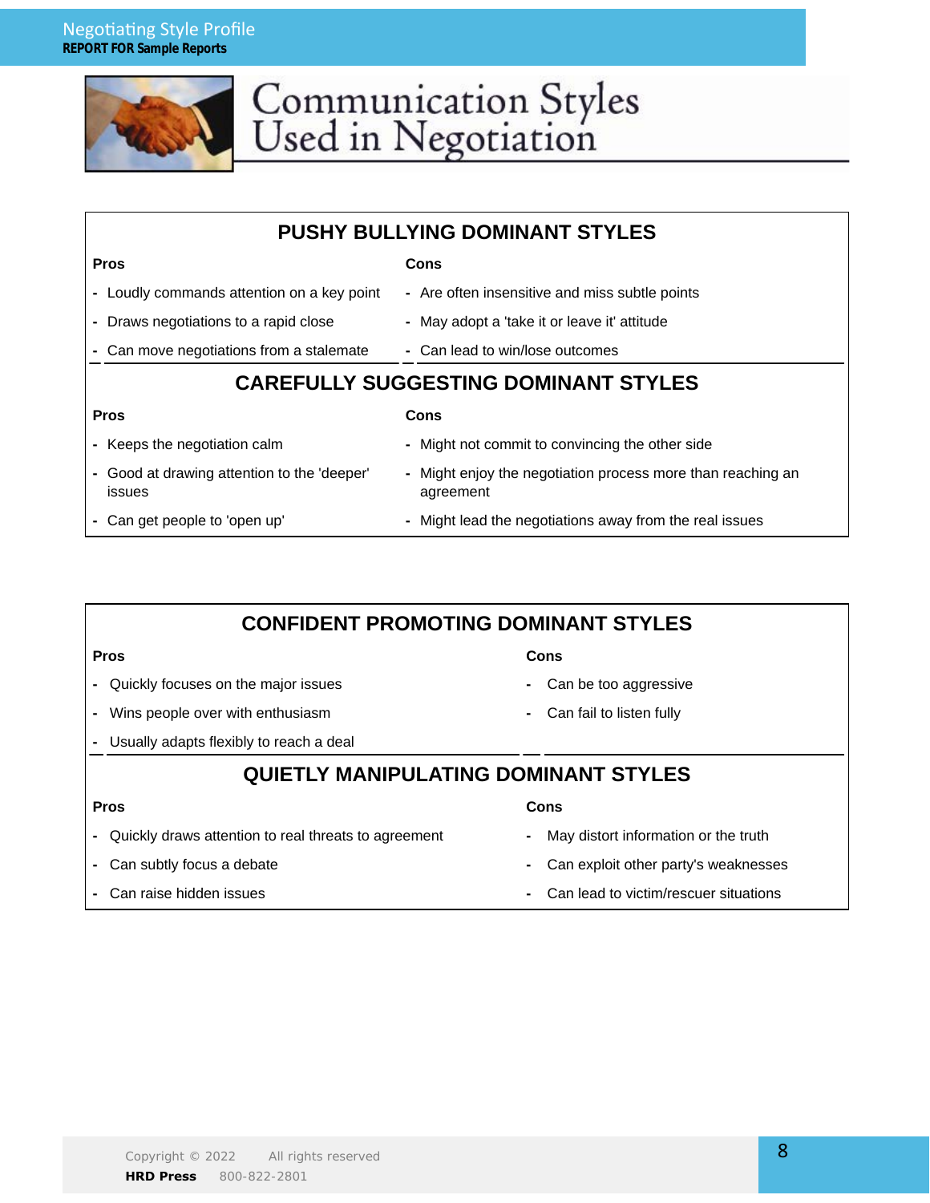# Communication Styles Used in Negotiation

## PUSHY BULLYING DOMINANT STYLES

| Pros | Cons |
|---|---|
| - Loudly commands attention on a key point | - Are often insensitive and miss subtle points |
| - Draws negotiations to a rapid close | - May adopt a 'take it or leave it' attitude |
| - Can move negotiations from a stalemate | - Can lead to win/lose outcomes |

## CAREFULLY SUGGESTING DOMINANT STYLES

| Pros | Cons |
|---|---|
| - Keeps the negotiation calm | - Might not commit to convincing the other side |
| - Good at drawing attention to the 'deeper' issues | - Might enjoy the negotiation process more than reaching an agreement |
| - Can get people to 'open up' | - Might lead the negotiations away from the real issues |

## CONFIDENT PROMOTING DOMINANT STYLES

| Pros | Cons |
|---|---|
| - Quickly focuses on the major issues | - Can be too aggressive |
| - Wins people over with enthusiasm | - Can fail to listen fully |
| - Usually adapts flexibly to reach a deal | |

## QUIETLY MANIPULATING DOMINANT STYLES

| Pros | Cons |
|---|---|
| - Quickly draws attention to real threats to agreement | - May distort information or the truth |
| - Can subtly focus a debate | - Can exploit other party's weaknesses |
| - Can raise hidden issues | - Can lead to victim/rescuer situations |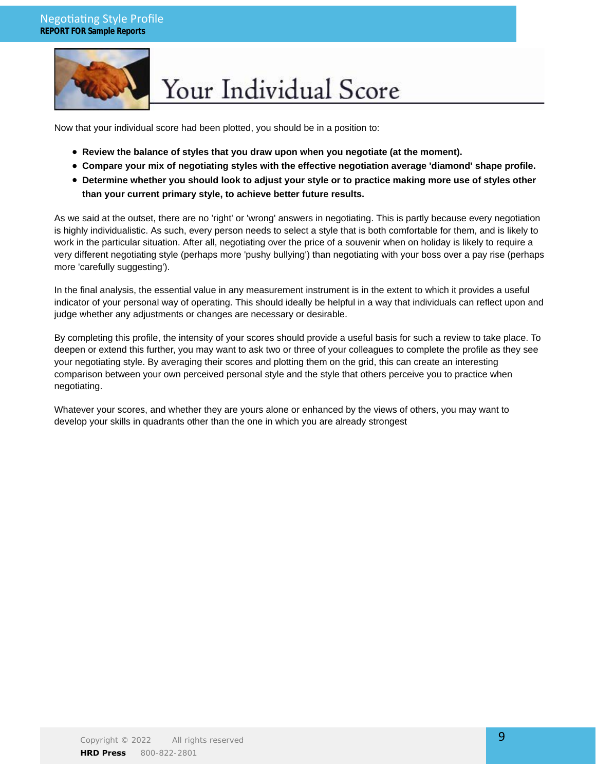# Your Individual Score

Now that your individual score had been plotted, you should be in a position to:

- **Review the balance of styles that you draw upon when you negotiate (at the moment).**
- **Compare your mix of negotiating styles with the effective negotiation average 'diamond' shape profile.**
- **Determine whether you should look to adjust your style or to practice making more use of styles other than your current primary style, to achieve better future results.**

As we said at the outset, there are no 'right' or 'wrong' answers in negotiating. This is partly because every negotiation is highly individualistic. As such, every person needs to select a style that is both comfortable for them, and is likely to work in the particular situation. After all, negotiating over the price of a souvenir when on holiday is likely to require a very different negotiating style (perhaps more 'pushy bullying') than negotiating with your boss over a pay rise (perhaps more 'carefully suggesting').

In the final analysis, the essential value in any measurement instrument is in the extent to which it provides a useful indicator of your personal way of operating. This should ideally be helpful in a way that individuals can reflect upon and judge whether any adjustments or changes are necessary or desirable.

By completing this profile, the intensity of your scores should provide a useful basis for such a review to take place. To deepen or extend this further, you may want to ask two or three of your colleagues to complete the profile as they see your negotiating style. By averaging their scores and plotting them on the grid, this can create an interesting comparison between your own perceived personal style and the style that others perceive you to practice when negotiating.

Whatever your scores, and whether they are yours alone or enhanced by the views of others, you may want to develop your skills in quadrants other than the one in which you are already strongest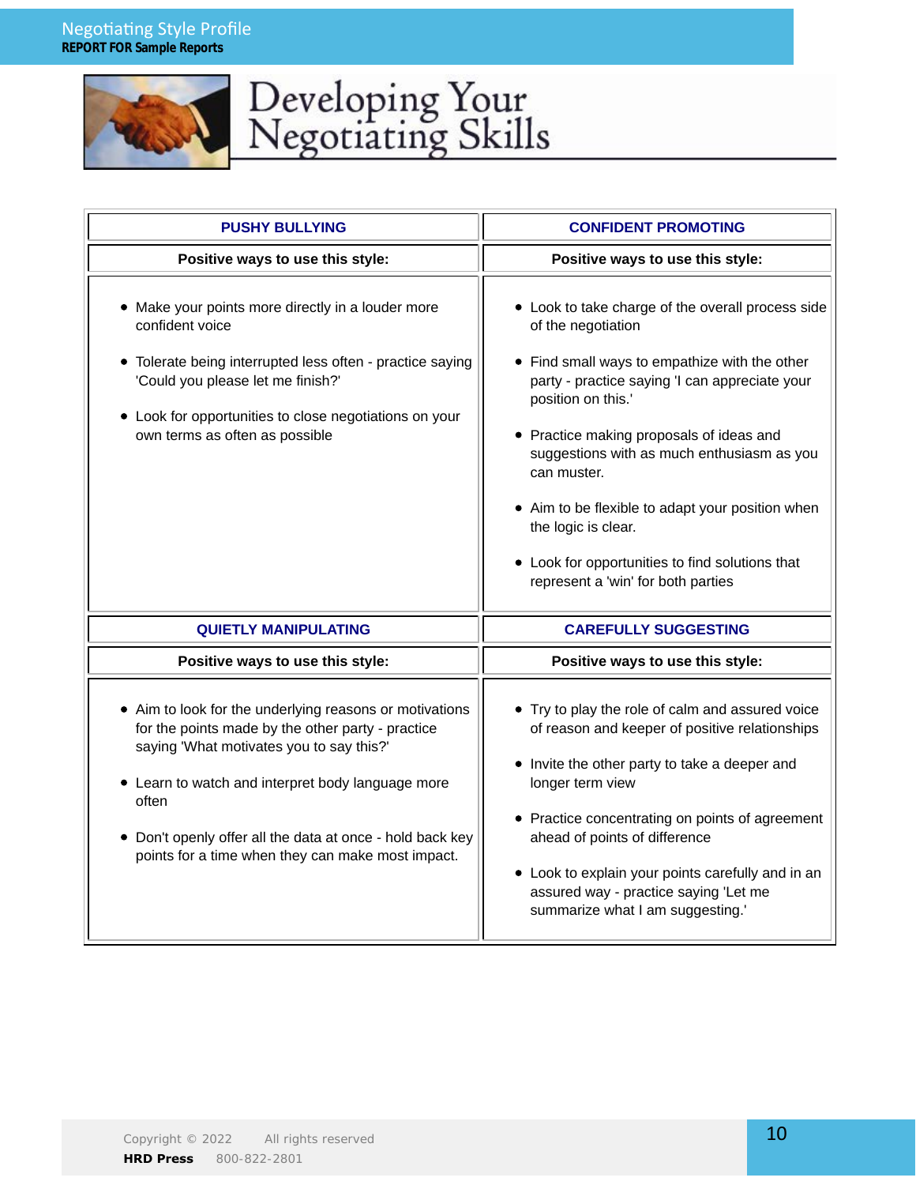# Developing Your Negotiating Skills

| PUSHY BULLYING | CONFIDENT PROMOTING |
| --- | --- |
| **Positive ways to use this style:** | **Positive ways to use this style:** |
| • Make your points more directly in a louder more confident voice<br><br>• Tolerate being interrupted less often - practice saying 'Could you please let me finish?'<br><br>• Look for opportunities to close negotiations on your own terms as often as possible | • Look to take charge of the overall process side of the negotiation<br><br>• Find small ways to empathize with the other party - practice saying 'I can appreciate your position on this.'<br><br>• Practice making proposals of ideas and suggestions with as much enthusiasm as you can muster.<br><br>• Aim to be flexible to adapt your position when the logic is clear.<br><br>• Look for opportunities to find solutions that represent a 'win' for both parties |
| **QUIETLY MANIPULATING** | **CAREFULLY SUGGESTING** |
| **Positive ways to use this style:** | **Positive ways to use this style:** |
| • Aim to look for the underlying reasons or motivations for the points made by the other party - practice saying 'What motivates you to say this?'<br><br>• Learn to watch and interpret body language more often<br><br>• Don't openly offer all the data at once - hold back key points for a time when they can make most impact. | • Try to play the role of calm and assured voice of reason and keeper of positive relationships<br><br>• Invite the other party to take a deeper and longer term view<br><br>• Practice concentrating on points of agreement ahead of points of difference<br><br>• Look to explain your points carefully and in an assured way - practice saying 'Let me summarize what I am suggesting.' |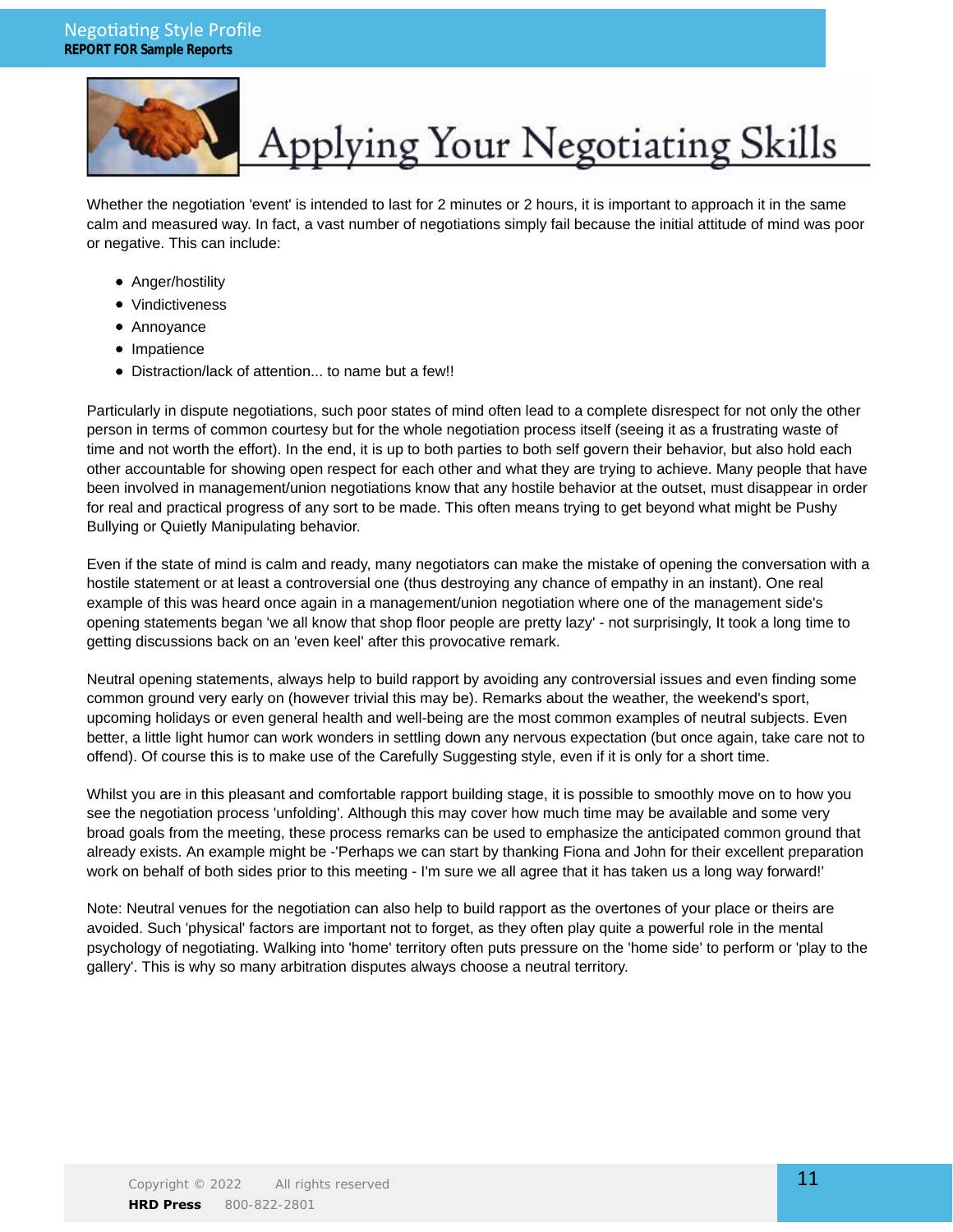# Applying Your Negotiating Skills

Whether the negotiation 'event' is intended to last for 2 minutes or 2 hours, it is important to approach it in the same calm and measured way. In fact, a vast number of negotiations simply fail because the initial attitude of mind was poor or negative. This can include:

- Anger/hostility
- Vindictiveness
- Annoyance
- Impatience
- Distraction/lack of attention... to name but a few!!

Particularly in dispute negotiations, such poor states of mind often lead to a complete disrespect for not only the other person in terms of common courtesy but for the whole negotiation process itself (seeing it as a frustrating waste of time and not worth the effort). In the end, it is up to both parties to both self govern their behavior, but also hold each other accountable for showing open respect for each other and what they are trying to achieve. Many people that have been involved in management/union negotiations know that any hostile behavior at the outset, must disappear in order for real and practical progress of any sort to be made. This often means trying to get beyond what might be Pushy Bullying or Quietly Manipulating behavior.

Even if the state of mind is calm and ready, many negotiators can make the mistake of opening the conversation with a hostile statement or at least a controversial one (thus destroying any chance of empathy in an instant). One real example of this was heard once again in a management/union negotiation where one of the management side's opening statements began 'we all know that shop floor people are pretty lazy' - not surprisingly, It took a long time to getting discussions back on an 'even keel' after this provocative remark.

Neutral opening statements, always help to build rapport by avoiding any controversial issues and even finding some common ground very early on (however trivial this may be). Remarks about the weather, the weekend's sport, upcoming holidays or even general health and well-being are the most common examples of neutral subjects. Even better, a little light humor can work wonders in settling down any nervous expectation (but once again, take care not to offend). Of course this is to make use of the Carefully Suggesting style, even if it is only for a short time.

Whilst you are in this pleasant and comfortable rapport building stage, it is possible to smoothly move on to how you see the negotiation process 'unfolding'. Although this may cover how much time may be available and some very broad goals from the meeting, these process remarks can be used to emphasize the anticipated common ground that already exists. An example might be -'Perhaps we can start by thanking Fiona and John for their excellent preparation work on behalf of both sides prior to this meeting - I'm sure we all agree that it has taken us a long way forward!'

Note: Neutral venues for the negotiation can also help to build rapport as the overtones of your place or theirs are avoided. Such 'physical' factors are important not to forget, as they often play quite a powerful role in the mental psychology of negotiating. Walking into 'home' territory often puts pressure on the 'home side' to perform or 'play to the gallery'. This is why so many arbitration disputes always choose a neutral territory.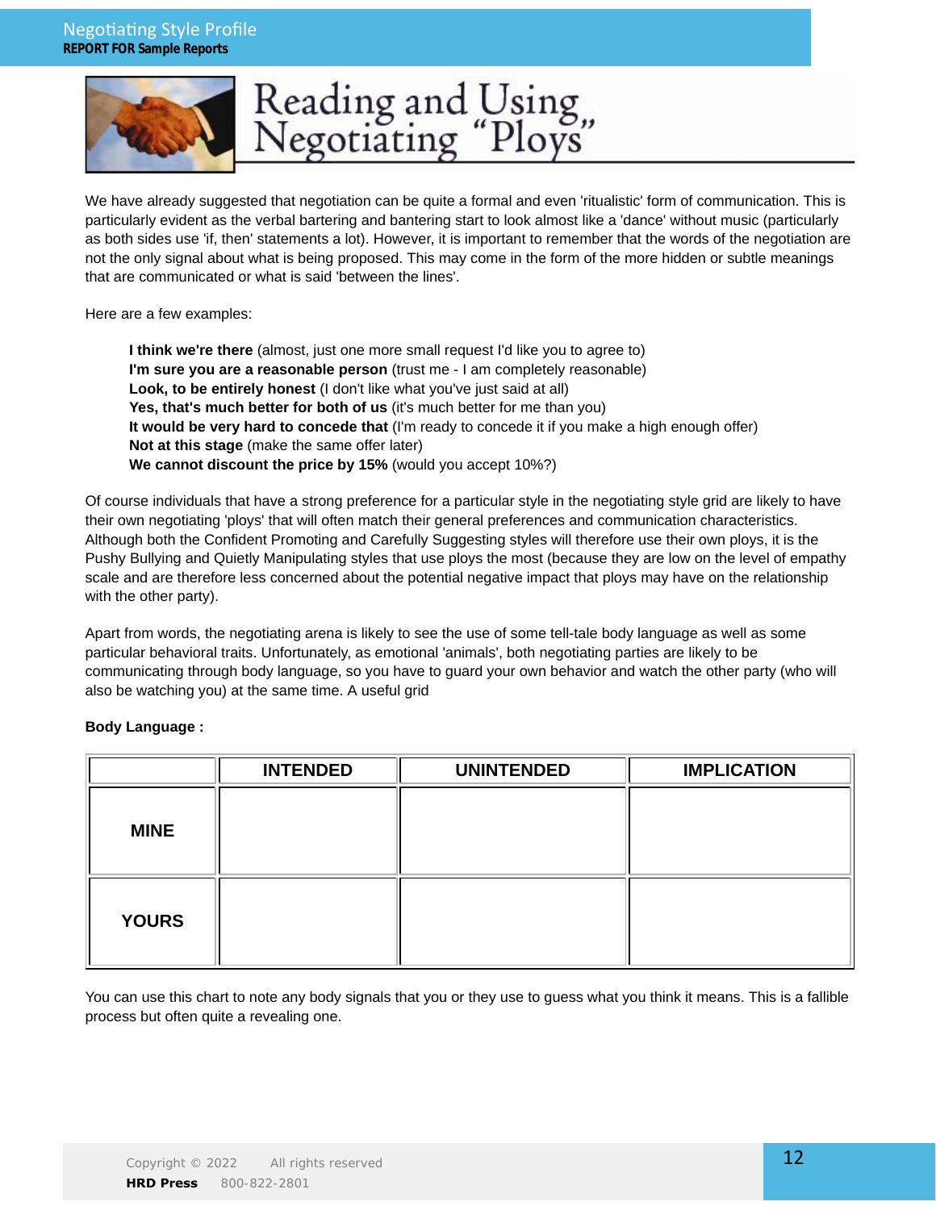# Reading and Using Negotiating "Ploys"

We have already suggested that negotiation can be quite a formal and even 'ritualistic' form of communication. This is particularly evident as the verbal bartering and bantering start to look almost like a 'dance' without music (particularly as both sides use 'if, then' statements a lot). However, it is important to remember that the words of the negotiation are not the only signal about what is being proposed. This may come in the form of the more hidden or subtle meanings that are communicated or what is said 'between the lines'.

Here are a few examples:

**I think we're there** (almost, just one more small request I'd like you to agree to)
**I'm sure you are a reasonable person** (trust me - I am completely reasonable)
**Look, to be entirely honest** (I don't like what you've just said at all)
**Yes, that's much better for both of us** (it's much better for me than you)
**It would be very hard to concede that** (I'm ready to concede it if you make a high enough offer)
**Not at this stage** (make the same offer later)
**We cannot discount the price by 15%** (would you accept 10%?)

Of course individuals that have a strong preference for a particular style in the negotiating style grid are likely to have their own negotiating 'ploys' that will often match their general preferences and communication characteristics. Although both the Confident Promoting and Carefully Suggesting styles will therefore use their own ploys, it is the Pushy Bullying and Quietly Manipulating styles that use ploys the most (because they are low on the level of empathy scale and are therefore less concerned about the potential negative impact that ploys may have on the relationship with the other party).

Apart from words, the negotiating arena is likely to see the use of some tell-tale body language as well as some particular behavioral traits. Unfortunately, as emotional 'animals', both negotiating parties are likely to be communicating through body language, so you have to guard your own behavior and watch the other party (who will also be watching you) at the same time. A useful grid

**Body Language :**

| | INTENDED | UNINTENDED | IMPLICATION |
|---|---|---|---|
| **MINE** | | | |
| **YOURS** | | | |

You can use this chart to note any body signals that you or they use to guess what you think it means. This is a fallible process but often quite a revealing one.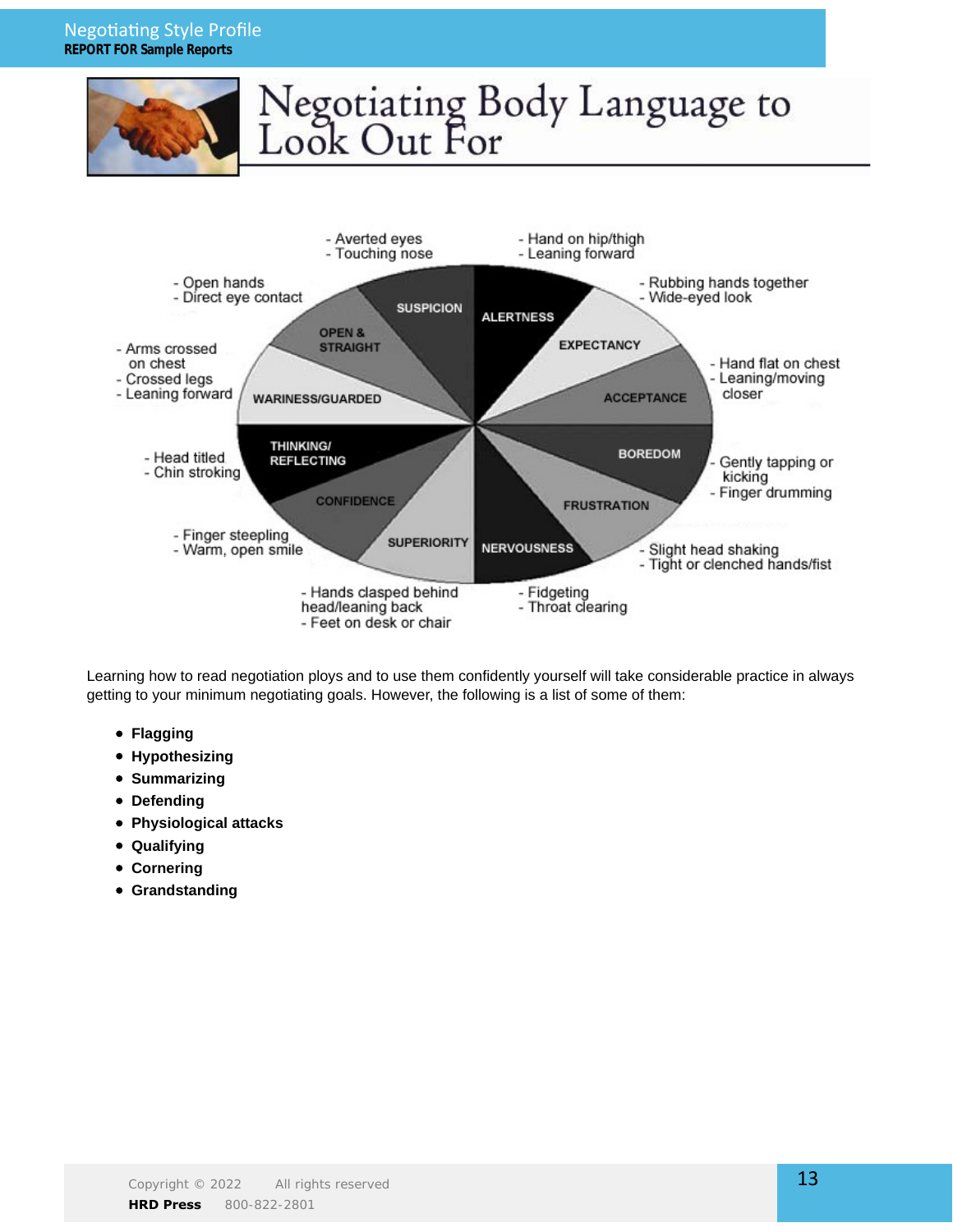# Negotiating Body Language to Look Out For

- Averted eyes
- Touching nose

SUSPICION

- Hand on hip/thigh
- Leaning forward

ALERTNESS

- Rubbing hands together
- Wide-eyed look

EXPECTANCY

- Hand flat on chest
- Leaning/moving closer

ACCEPTANCE

- Gently tapping or kicking
- Finger drumming

BOREDOM

- Slight head shaking
- Tight or clenched hands/fist

FRUSTRATION

- Fidgeting
- Throat clearing

NERVOUSNESS

- Hands clasped behind head/leaning back
- Feet on desk or chair

SUPERIORITY

- Finger steepling
- Warm, open smile

CONFIDENCE

- Head titled
- Chin stroking

THINKING/ REFLECTING

- Arms crossed on chest
- Crossed legs
- Leaning forward

WARINESS/GUARDED

- Open hands
- Direct eye contact

OPEN & STRAIGHT

Learning how to read negotiation ploys and to use them confidently yourself will take considerable practice in always getting to your minimum negotiating goals. However, the following is a list of some of them:

- **Flagging**
- **Hypothesizing**
- **Summarizing**
- **Defending**
- **Physiological attacks**
- **Qualifying**
- **Cornering**
- **Grandstanding**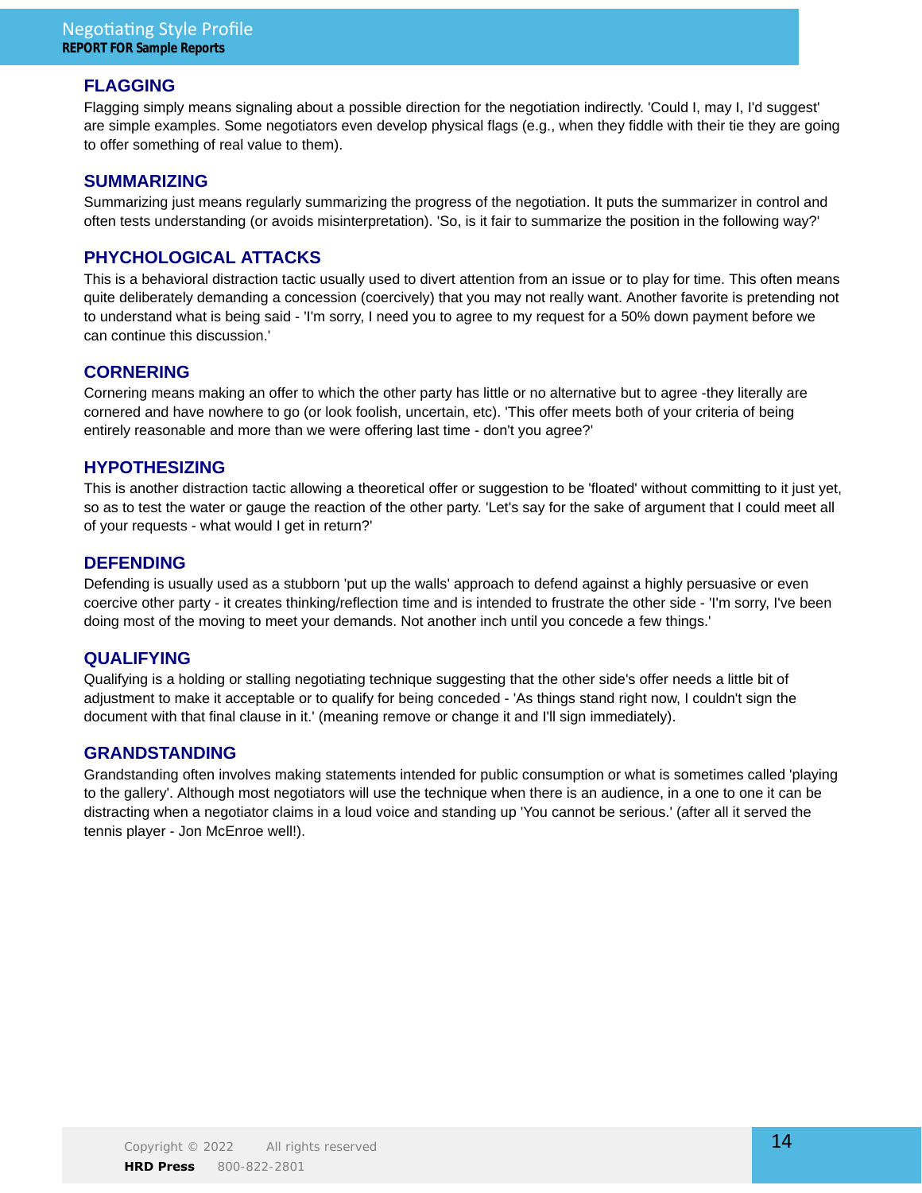## FLAGGING

Flagging simply means signaling about a possible direction for the negotiation indirectly. 'Could I, may I, I'd suggest' are simple examples. Some negotiators even develop physical flags (e.g., when they fiddle with their tie they are going to offer something of real value to them).

## SUMMARIZING

Summarizing just means regularly summarizing the progress of the negotiation. It puts the summarizer in control and often tests understanding (or avoids misinterpretation). 'So, is it fair to summarize the position in the following way?'

## PHYCHOLOGICAL ATTACKS

This is a behavioral distraction tactic usually used to divert attention from an issue or to play for time. This often means quite deliberately demanding a concession (coercively) that you may not really want. Another favorite is pretending not to understand what is being said - 'I'm sorry, I need you to agree to my request for a 50% down payment before we can continue this discussion.'

## CORNERING

Cornering means making an offer to which the other party has little or no alternative but to agree -they literally are cornered and have nowhere to go (or look foolish, uncertain, etc). 'This offer meets both of your criteria of being entirely reasonable and more than we were offering last time - don't you agree?'

## HYPOTHESIZING

This is another distraction tactic allowing a theoretical offer or suggestion to be 'floated' without committing to it just yet, so as to test the water or gauge the reaction of the other party. 'Let's say for the sake of argument that I could meet all of your requests - what would I get in return?'

## DEFENDING

Defending is usually used as a stubborn 'put up the walls' approach to defend against a highly persuasive or even coercive other party - it creates thinking/reflection time and is intended to frustrate the other side - 'I'm sorry, I've been doing most of the moving to meet your demands. Not another inch until you concede a few things.'

## QUALIFYING

Qualifying is a holding or stalling negotiating technique suggesting that the other side's offer needs a little bit of adjustment to make it acceptable or to qualify for being conceded - 'As things stand right now, I couldn't sign the document with that final clause in it.' (meaning remove or change it and I'll sign immediately).

## GRANDSTANDING

Grandstanding often involves making statements intended for public consumption or what is sometimes called 'playing to the gallery'. Although most negotiators will use the technique when there is an audience, in a one to one it can be distracting when a negotiator claims in a loud voice and standing up 'You cannot be serious.' (after all it served the tennis player - Jon McEnroe well!).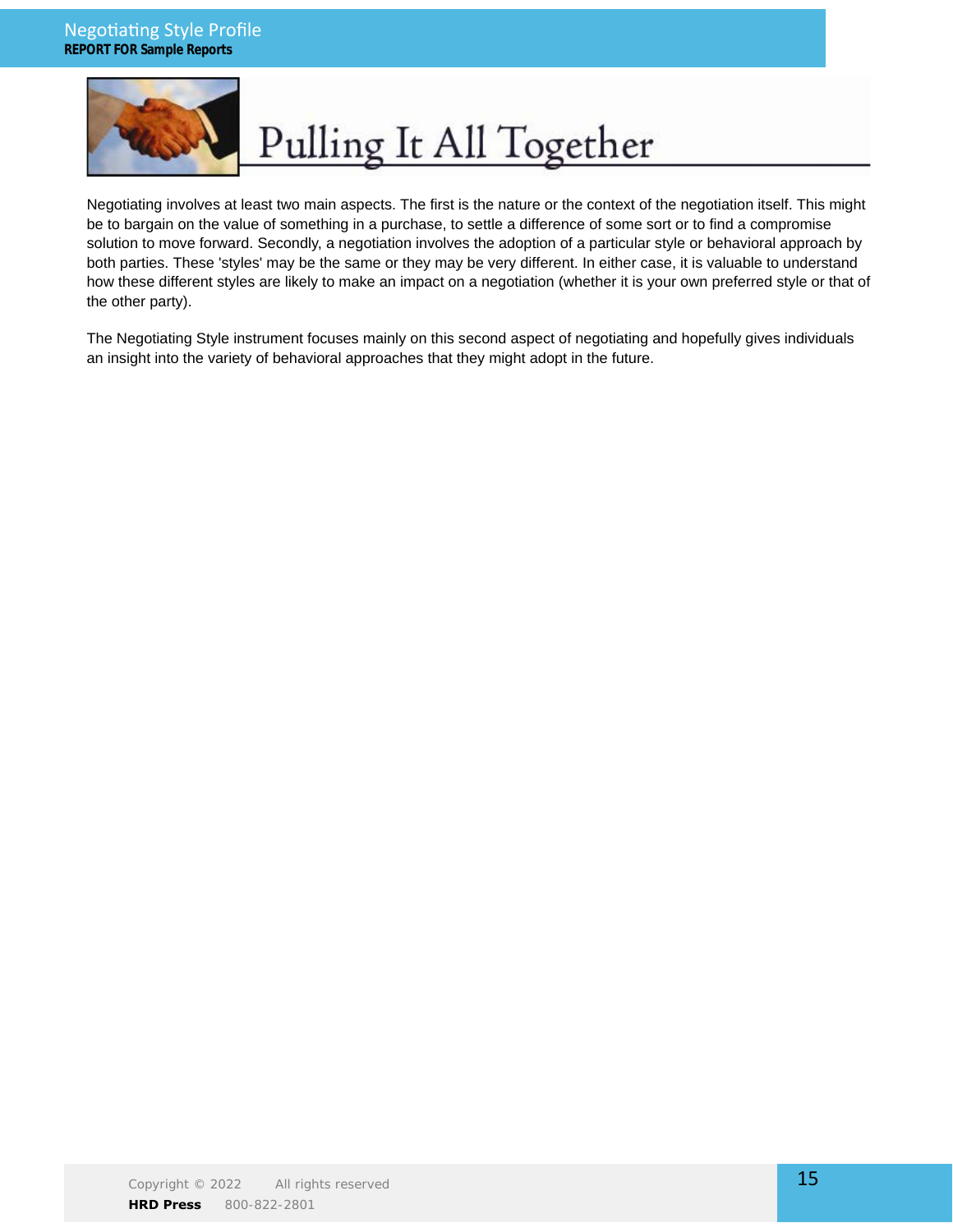# Pulling It All Together

Negotiating involves at least two main aspects. The first is the nature or the context of the negotiation itself. This might be to bargain on the value of something in a purchase, to settle a difference of some sort or to find a compromise solution to move forward. Secondly, a negotiation involves the adoption of a particular style or behavioral approach by both parties. These 'styles' may be the same or they may be very different. In either case, it is valuable to understand how these different styles are likely to make an impact on a negotiation (whether it is your own preferred style or that of the other party).

The Negotiating Style instrument focuses mainly on this second aspect of negotiating and hopefully gives individuals an insight into the variety of behavioral approaches that they might adopt in the future.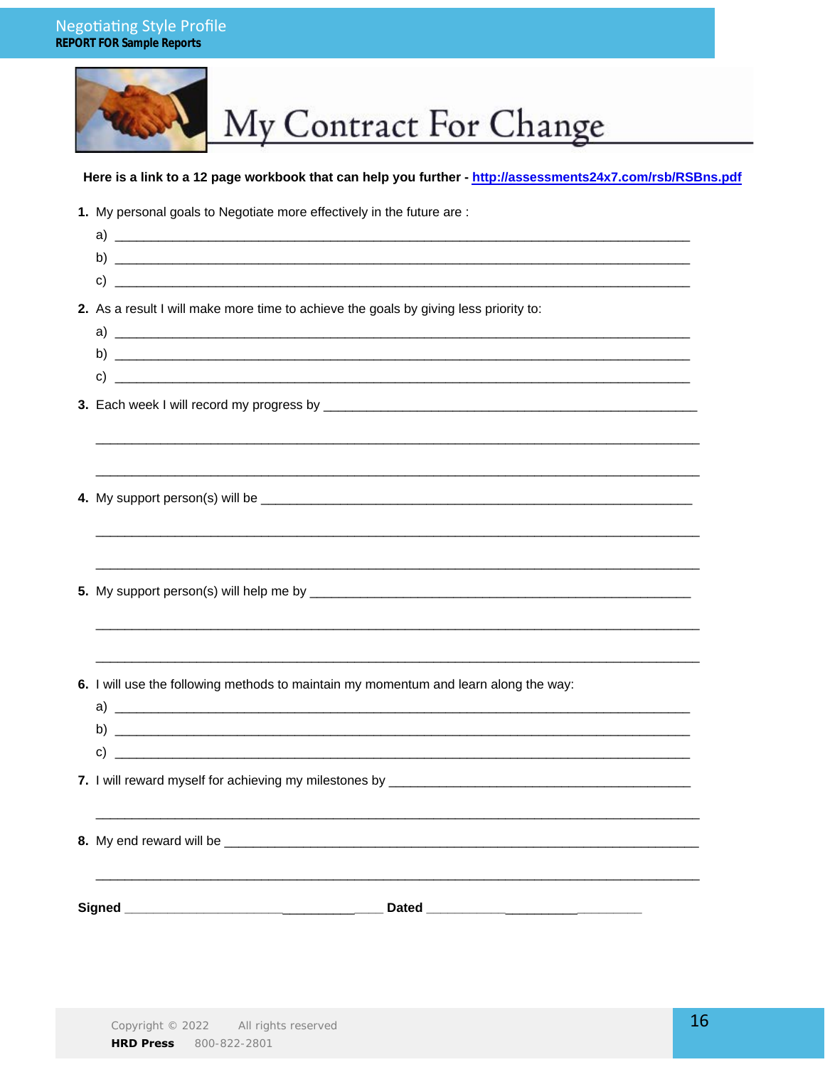# My Contract For Change

**Here is a link to a 12 page workbook that can help you further - [http://assessments24x7.com/rsb/RSBns.pdf](http://assessments24x7.com/rsb/RSBns.pdf)**

1. My personal goals to Negotiate more effectively in the future are :
   a) ______________________________________________________________________________
   b) ______________________________________________________________________________
   c) ______________________________________________________________________________

2. As a result I will make more time to achieve the goals by giving less priority to:
   a) ______________________________________________________________________________
   b) ______________________________________________________________________________
   c) ______________________________________________________________________________

3. Each week I will record my progress by ___________________________________________________

   ________________________________________________________________________________

   ________________________________________________________________________________

4. My support person(s) will be ___________________________________________________________

   ________________________________________________________________________________

   ________________________________________________________________________________

5. My support person(s) will help me by _____________________________________________________

   ________________________________________________________________________________

   ________________________________________________________________________________

6. I will use the following methods to maintain my momentum and learn along the way:
   a) ______________________________________________________________________________
   b) ______________________________________________________________________________
   c) ______________________________________________________________________________

7. I will reward myself for achieving my milestones by _________________________________________

   ________________________________________________________________________________

8. My end reward will be _______________________________________________________________

   ________________________________________________________________________________

**Signed** ______________________________________ **Dated** ______________________________

Copyright © 2022 All rights reserved
**HRD Press** 800-822-2801